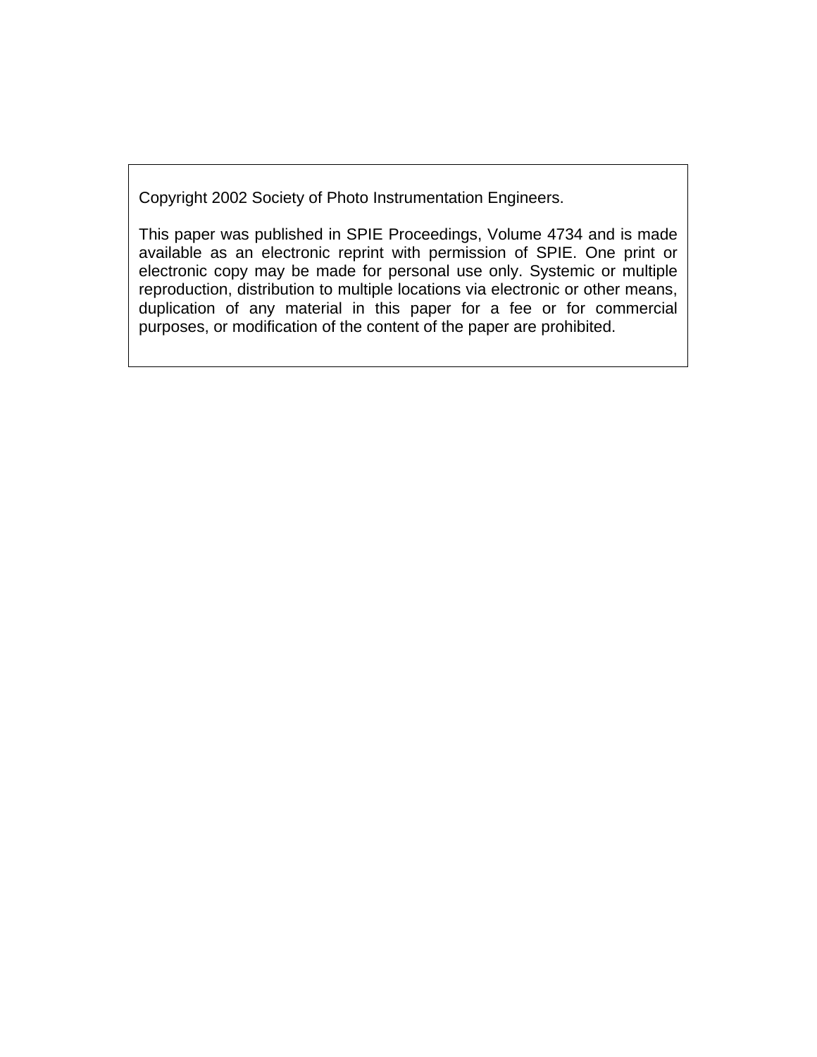Copyright 2002 Society of Photo Instrumentation Engineers.

This paper was published in SPIE Proceedings, Volume 4734 and is made available as an electronic reprint with permission of SPIE. One print or electronic copy may be made for personal use only. Systemic or multiple reproduction, distribution to multiple locations via electronic or other means, duplication of any material in this paper for a fee or for commercial purposes, or modification of the content of the paper are prohibited.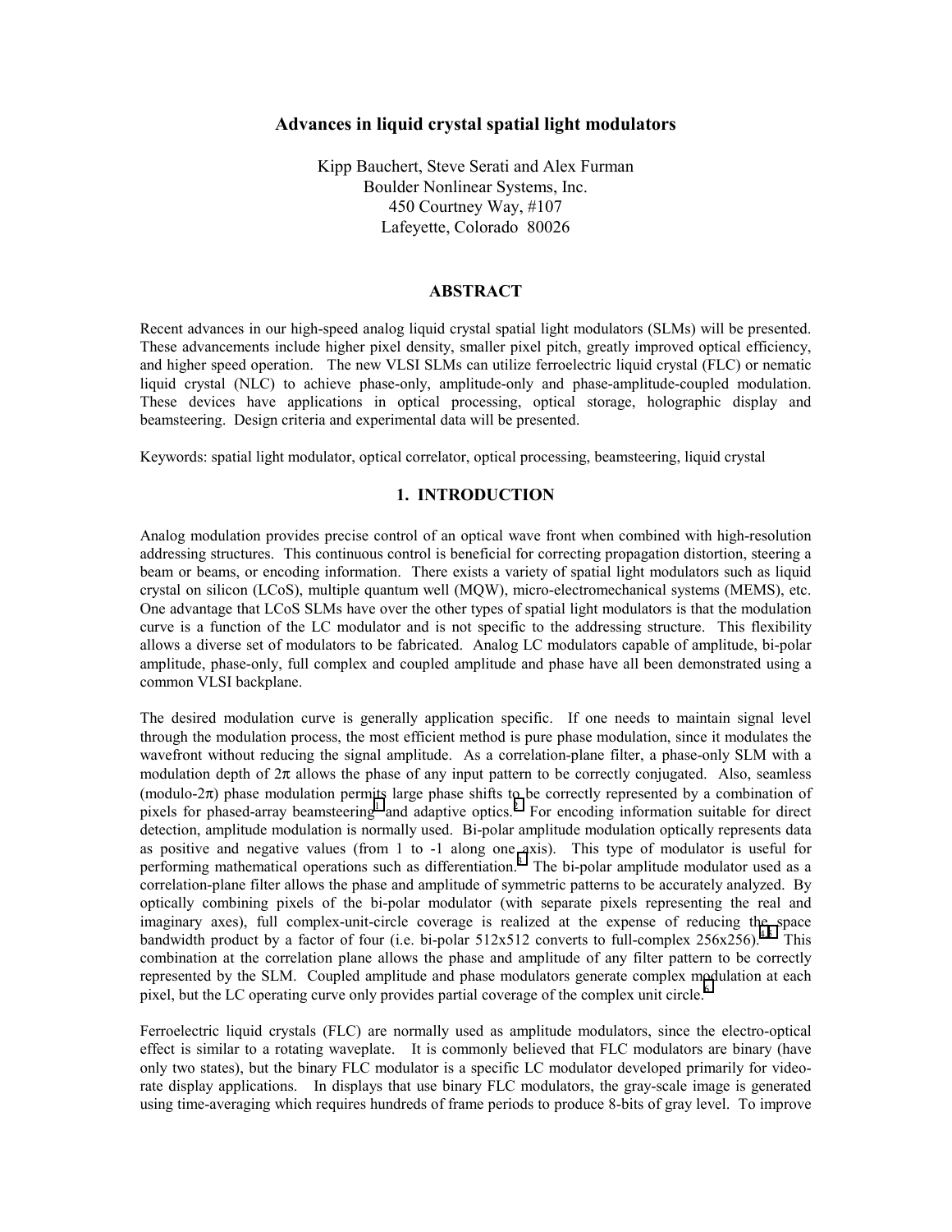# Advances in liquid crystal spatial light modulators

Kipp Bauchert, Steve Serati and Alex Furman
Boulder Nonlinear Systems, Inc.
450 Courtney Way, #107
Lafeyette, Colorado 80026

## ABSTRACT

Recent advances in our high-speed analog liquid crystal spatial light modulators (SLMs) will be presented. These advancements include higher pixel density, smaller pixel pitch, greatly improved optical efficiency, and higher speed operation. The new VLSI SLMs can utilize ferroelectric liquid crystal (FLC) or nematic liquid crystal (NLC) to achieve phase-only, amplitude-only and phase-amplitude-coupled modulation. These devices have applications in optical processing, optical storage, holographic display and beamsteering. Design criteria and experimental data will be presented.

Keywords: spatial light modulator, optical correlator, optical processing, beamsteering, liquid crystal

## 1. INTRODUCTION

Analog modulation provides precise control of an optical wave front when combined with high-resolution addressing structures. This continuous control is beneficial for correcting propagation distortion, steering a beam or beams, or encoding information. There exists a variety of spatial light modulators such as liquid crystal on silicon (LCoS), multiple quantum well (MQW), micro-electromechanical systems (MEMS), etc. One advantage that LCoS SLMs have over the other types of spatial light modulators is that the modulation curve is a function of the LC modulator and is not specific to the addressing structure. This flexibility allows a diverse set of modulators to be fabricated. Analog LC modulators capable of amplitude, bi-polar amplitude, phase-only, full complex and coupled amplitude and phase have all been demonstrated using a common VLSI backplane.

The desired modulation curve is generally application specific. If one needs to maintain signal level through the modulation process, the most efficient method is pure phase modulation, since it modulates the wavefront without reducing the signal amplitude. As a correlation-plane filter, a phase-only SLM with a modulation depth of $2\pi$ allows the phase of any input pattern to be correctly conjugated. Also, seamless (modulo-$2\pi$) phase modulation permits large phase shifts to be correctly represented by a combination of pixels for phased-array beamsteering[1] and adaptive optics.[2] For encoding information suitable for direct detection, amplitude modulation is normally used. Bi-polar amplitude modulation optically represents data as positive and negative values (from 1 to -1 along one axis). This type of modulator is useful for performing mathematical operations such as differentiation.[3] The bi-polar amplitude modulator used as a correlation-plane filter allows the phase and amplitude of symmetric patterns to be accurately analyzed. By optically combining pixels of the bi-polar modulator (with separate pixels representing the real and imaginary axes), full complex-unit-circle coverage is realized at the expense of reducing the space bandwidth product by a factor of four (i.e. bi-polar 512x512 converts to full-complex 256x256).[4,5] This combination at the correlation plane allows the phase and amplitude of any filter pattern to be correctly represented by the SLM. Coupled amplitude and phase modulators generate complex modulation at each pixel, but the LC operating curve only provides partial coverage of the complex unit circle.[6]

Ferroelectric liquid crystals (FLC) are normally used as amplitude modulators, since the electro-optical effect is similar to a rotating waveplate. It is commonly believed that FLC modulators are binary (have only two states), but the binary FLC modulator is a specific LC modulator developed primarily for video-rate display applications. In displays that use binary FLC modulators, the gray-scale image is generated using time-averaging which requires hundreds of frame periods to produce 8-bits of gray level. To improve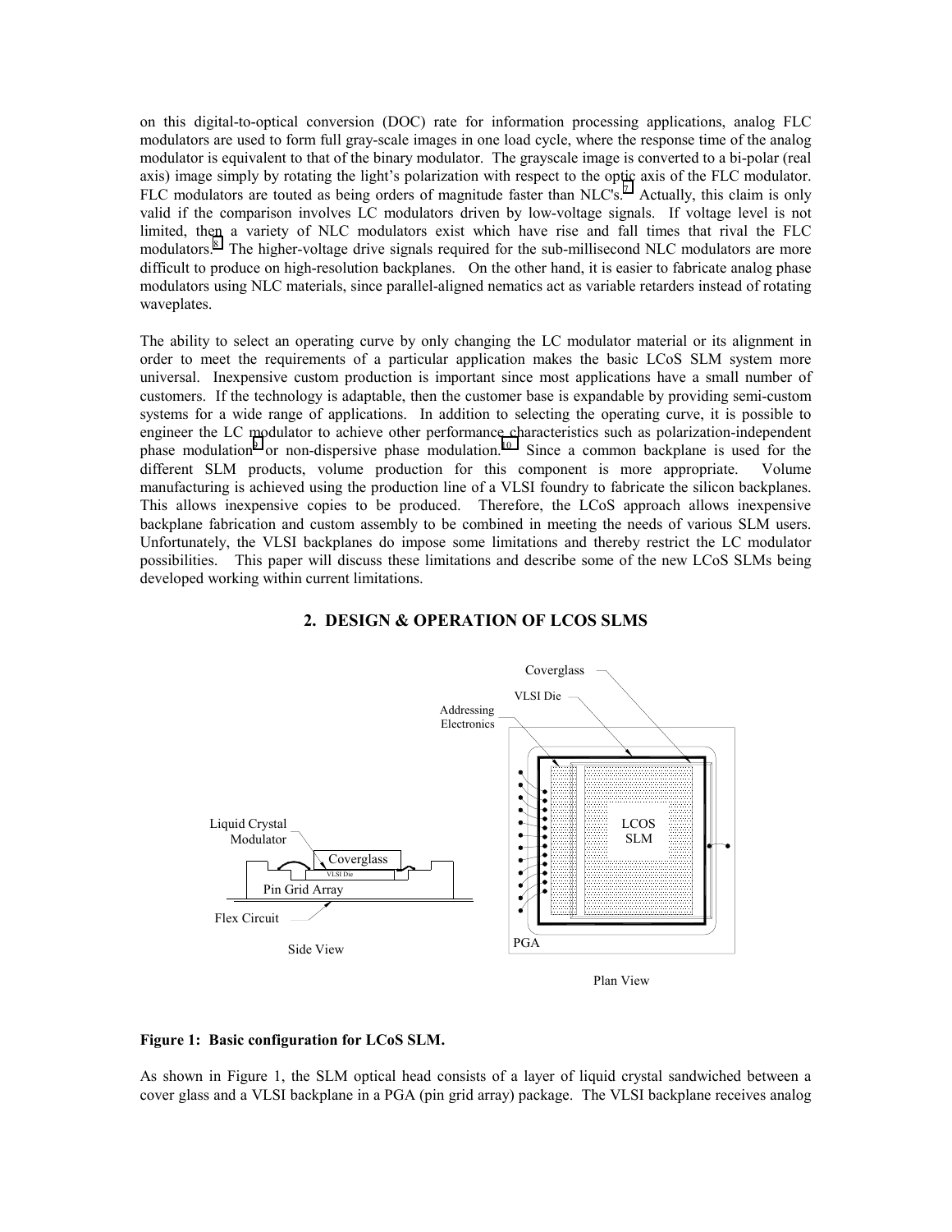on this digital-to-optical conversion (DOC) rate for information processing applications, analog FLC modulators are used to form full gray-scale images in one load cycle, where the response time of the analog modulator is equivalent to that of the binary modulator. The grayscale image is converted to a bi-polar (real axis) image simply by rotating the light's polarization with respect to the optic axis of the FLC modulator. FLC modulators are touted as being orders of magnitude faster than NLC's.[7] Actually, this claim is only valid if the comparison involves LC modulators driven by low-voltage signals. If voltage level is not limited, then a variety of NLC modulators exist which have rise and fall times that rival the FLC modulators.[8] The higher-voltage drive signals required for the sub-millisecond NLC modulators are more difficult to produce on high-resolution backplanes. On the other hand, it is easier to fabricate analog phase modulators using NLC materials, since parallel-aligned nematics act as variable retarders instead of rotating waveplates.

The ability to select an operating curve by only changing the LC modulator material or its alignment in order to meet the requirements of a particular application makes the basic LCoS SLM system more universal. Inexpensive custom production is important since most applications have a small number of customers. If the technology is adaptable, then the customer base is expandable by providing semi-custom systems for a wide range of applications. In addition to selecting the operating curve, it is possible to engineer the LC modulator to achieve other performance characteristics such as polarization-independent phase modulation[9] or non-dispersive phase modulation.[10] Since a common backplane is used for the different SLM products, volume production for this component is more appropriate. Volume manufacturing is achieved using the production line of a VLSI foundry to fabricate the silicon backplanes. This allows inexpensive copies to be produced. Therefore, the LCoS approach allows inexpensive backplane fabrication and custom assembly to be combined in meeting the needs of various SLM users. Unfortunately, the VLSI backplanes do impose some limitations and thereby restrict the LC modulator possibilities. This paper will discuss these limitations and describe some of the new LCoS SLMs being developed working within current limitations.

## 2. DESIGN & OPERATION OF LCOS SLMS

Liquid Crystal Modulator
Coverglass
VLSI Die
Pin Grid Array
Flex Circuit
Side View

Coverglass
VLSI Die
Addressing Electronics
LCOS SLM
PGA
Plan View

**Figure 1: Basic configuration for LCoS SLM.**

As shown in Figure 1, the SLM optical head consists of a layer of liquid crystal sandwiched between a cover glass and a VLSI backplane in a PGA (pin grid array) package. The VLSI backplane receives analog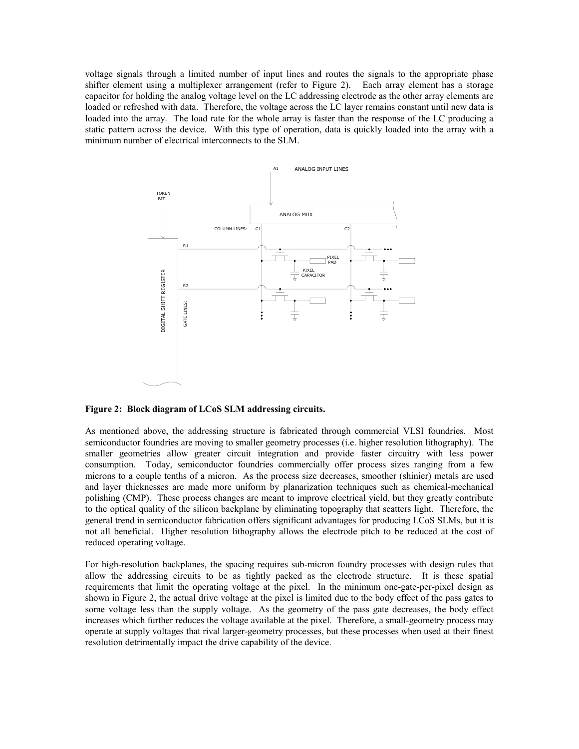voltage signals through a limited number of input lines and routes the signals to the appropriate phase shifter element using a multiplexer arrangement (refer to Figure 2). Each array element has a storage capacitor for holding the analog voltage level on the LC addressing electrode as the other array elements are loaded or refreshed with data. Therefore, the voltage across the LC layer remains constant until new data is loaded into the array. The load rate for the whole array is faster than the response of the LC producing a static pattern across the device. With this type of operation, data is quickly loaded into the array with a minimum number of electrical interconnects to the SLM.

**Figure 2: Block diagram of LCoS SLM addressing circuits.**

As mentioned above, the addressing structure is fabricated through commercial VLSI foundries. Most semiconductor foundries are moving to smaller geometry processes (i.e. higher resolution lithography). The smaller geometries allow greater circuit integration and provide faster circuitry with less power consumption. Today, semiconductor foundries commercially offer process sizes ranging from a few microns to a couple tenths of a micron. As the process size decreases, smoother (shinier) metals are used and layer thicknesses are made more uniform by planarization techniques such as chemical-mechanical polishing (CMP). These process changes are meant to improve electrical yield, but they greatly contribute to the optical quality of the silicon backplane by eliminating topography that scatters light. Therefore, the general trend in semiconductor fabrication offers significant advantages for producing LCoS SLMs, but it is not all beneficial. Higher resolution lithography allows the electrode pitch to be reduced at the cost of reduced operating voltage.

For high-resolution backplanes, the spacing requires sub-micron foundry processes with design rules that allow the addressing circuits to be as tightly packed as the electrode structure. It is these spatial requirements that limit the operating voltage at the pixel. In the minimum one-gate-per-pixel design as shown in Figure 2, the actual drive voltage at the pixel is limited due to the body effect of the pass gates to some voltage less than the supply voltage. As the geometry of the pass gate decreases, the body effect increases which further reduces the voltage available at the pixel. Therefore, a small-geometry process may operate at supply voltages that rival larger-geometry processes, but these processes when used at their finest resolution detrimentally impact the drive capability of the device.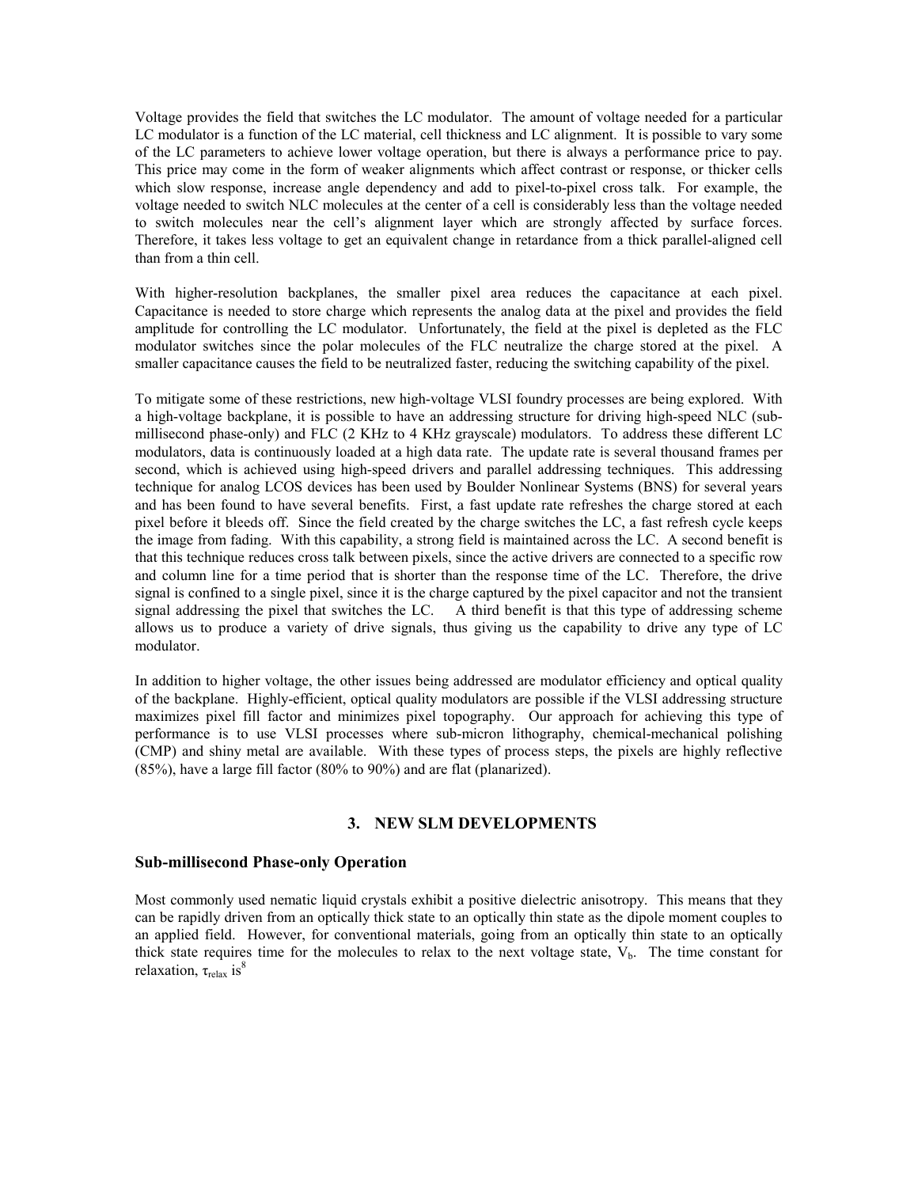Voltage provides the field that switches the LC modulator. The amount of voltage needed for a particular LC modulator is a function of the LC material, cell thickness and LC alignment. It is possible to vary some of the LC parameters to achieve lower voltage operation, but there is always a performance price to pay. This price may come in the form of weaker alignments which affect contrast or response, or thicker cells which slow response, increase angle dependency and add to pixel-to-pixel cross talk. For example, the voltage needed to switch NLC molecules at the center of a cell is considerably less than the voltage needed to switch molecules near the cell's alignment layer which are strongly affected by surface forces. Therefore, it takes less voltage to get an equivalent change in retardance from a thick parallel-aligned cell than from a thin cell.

With higher-resolution backplanes, the smaller pixel area reduces the capacitance at each pixel. Capacitance is needed to store charge which represents the analog data at the pixel and provides the field amplitude for controlling the LC modulator. Unfortunately, the field at the pixel is depleted as the FLC modulator switches since the polar molecules of the FLC neutralize the charge stored at the pixel. A smaller capacitance causes the field to be neutralized faster, reducing the switching capability of the pixel.

To mitigate some of these restrictions, new high-voltage VLSI foundry processes are being explored. With a high-voltage backplane, it is possible to have an addressing structure for driving high-speed NLC (sub-millisecond phase-only) and FLC (2 KHz to 4 KHz grayscale) modulators. To address these different LC modulators, data is continuously loaded at a high data rate. The update rate is several thousand frames per second, which is achieved using high-speed drivers and parallel addressing techniques. This addressing technique for analog LCOS devices has been used by Boulder Nonlinear Systems (BNS) for several years and has been found to have several benefits. First, a fast update rate refreshes the charge stored at each pixel before it bleeds off. Since the field created by the charge switches the LC, a fast refresh cycle keeps the image from fading. With this capability, a strong field is maintained across the LC. A second benefit is that this technique reduces cross talk between pixels, since the active drivers are connected to a specific row and column line for a time period that is shorter than the response time of the LC. Therefore, the drive signal is confined to a single pixel, since it is the charge captured by the pixel capacitor and not the transient signal addressing the pixel that switches the LC. A third benefit is that this type of addressing scheme allows us to produce a variety of drive signals, thus giving us the capability to drive any type of LC modulator.

In addition to higher voltage, the other issues being addressed are modulator efficiency and optical quality of the backplane. Highly-efficient, optical quality modulators are possible if the VLSI addressing structure maximizes pixel fill factor and minimizes pixel topography. Our approach for achieving this type of performance is to use VLSI processes where sub-micron lithography, chemical-mechanical polishing (CMP) and shiny metal are available. With these types of process steps, the pixels are highly reflective (85%), have a large fill factor (80% to 90%) and are flat (planarized).

## 3. NEW SLM DEVELOPMENTS

### Sub-millisecond Phase-only Operation

Most commonly used nematic liquid crystals exhibit a positive dielectric anisotropy. This means that they can be rapidly driven from an optically thick state to an optically thin state as the dipole moment couples to an applied field. However, for conventional materials, going from an optically thin state to an optically thick state requires time for the molecules to relax to the next voltage state, $V_b$. The time constant for relaxation, $\tau_{relax}$ is[8]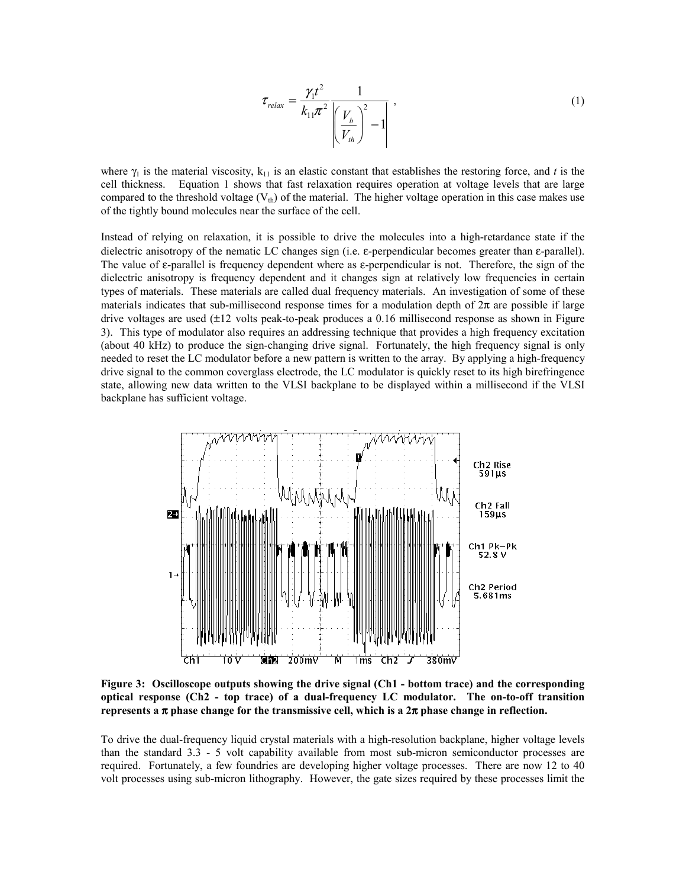$$\tau_{relax} = \frac{\gamma_1 t^2}{k_{11}\pi^2} \frac{1}{\left| \left( \frac{V_b}{V_{th}} \right)^2 - 1 \right|} , \tag{1}$$

where $\gamma_1$ is the material viscosity, $k_{11}$ is an elastic constant that establishes the restoring force, and $t$ is the cell thickness. Equation 1 shows that fast relaxation requires operation at voltage levels that are large compared to the threshold voltage ($V_{th}$) of the material. The higher voltage operation in this case makes use of the tightly bound molecules near the surface of the cell.

Instead of relying on relaxation, it is possible to drive the molecules into a high-retardance state if the dielectric anisotropy of the nematic LC changes sign (i.e. ε-perpendicular becomes greater than ε-parallel). The value of ε-parallel is frequency dependent where as ε-perpendicular is not. Therefore, the sign of the dielectric anisotropy is frequency dependent and it changes sign at relatively low frequencies in certain types of materials. These materials are called dual frequency materials. An investigation of some of these materials indicates that sub-millisecond response times for a modulation depth of $2\pi$ are possible if large drive voltages are used (±12 volts peak-to-peak produces a 0.16 millisecond response as shown in Figure 3). This type of modulator also requires an addressing technique that provides a high frequency excitation (about 40 kHz) to produce the sign-changing drive signal. Fortunately, the high frequency signal is only needed to reset the LC modulator before a new pattern is written to the array. By applying a high-frequency drive signal to the common coverglass electrode, the LC modulator is quickly reset to its high birefringence state, allowing new data written to the VLSI backplane to be displayed within a millisecond if the VLSI backplane has sufficient voltage.

Ch2 Rise
591µs

Ch2 Fall
159µs

Ch1 Pk−Pk
52.8 V

Ch2 Period
5.681ms

Ch1 10 V Ch2 200mV M 1ms Ch2 ∫ 380mV

**Figure 3: Oscilloscope outputs showing the drive signal (Ch1 - bottom trace) and the corresponding optical response (Ch2 - top trace) of a dual-frequency LC modulator. The on-to-off transition represents a π phase change for the transmissive cell, which is a 2π phase change in reflection.**

To drive the dual-frequency liquid crystal materials with a high-resolution backplane, higher voltage levels than the standard 3.3 - 5 volt capability available from most sub-micron semiconductor processes are required. Fortunately, a few foundries are developing higher voltage processes. There are now 12 to 40 volt processes using sub-micron lithography. However, the gate sizes required by these processes limit the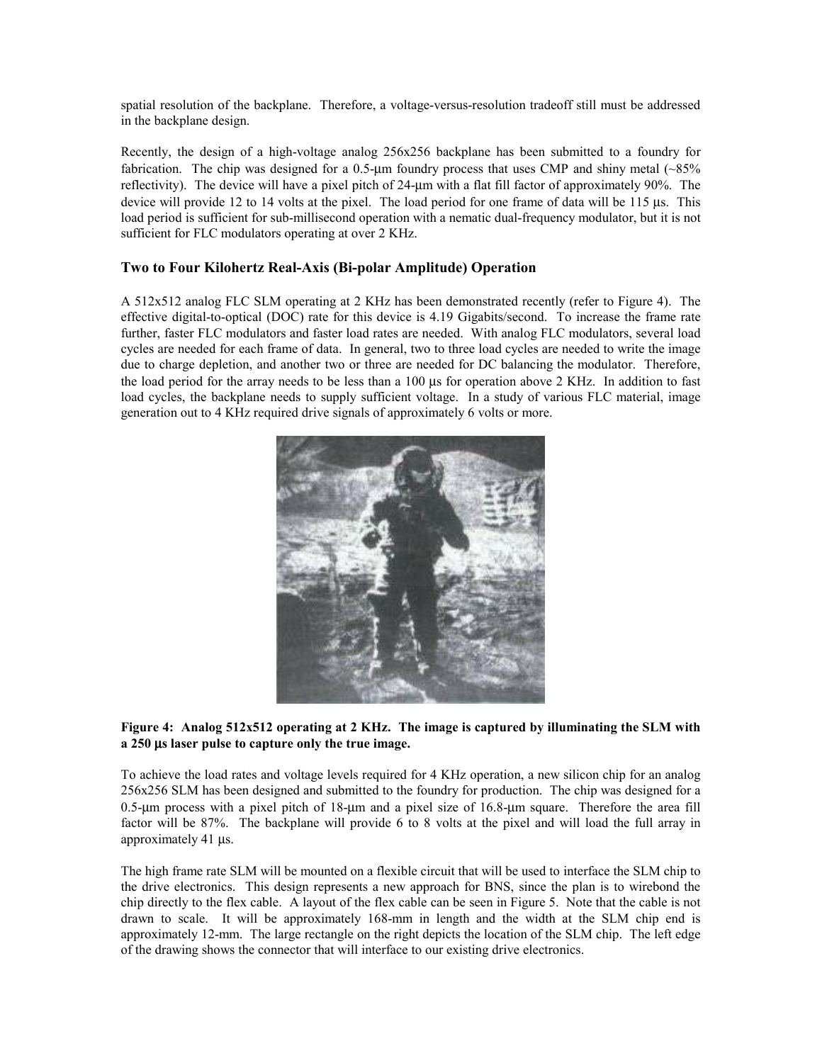spatial resolution of the backplane. Therefore, a voltage-versus-resolution tradeoff still must be addressed in the backplane design.

Recently, the design of a high-voltage analog 256x256 backplane has been submitted to a foundry for fabrication. The chip was designed for a 0.5-μm foundry process that uses CMP and shiny metal (~85% reflectivity). The device will have a pixel pitch of 24-μm with a flat fill factor of approximately 90%. The device will provide 12 to 14 volts at the pixel. The load period for one frame of data will be 115 μs. This load period is sufficient for sub-millisecond operation with a nematic dual-frequency modulator, but it is not sufficient for FLC modulators operating at over 2 KHz.

### Two to Four Kilohertz Real-Axis (Bi-polar Amplitude) Operation

A 512x512 analog FLC SLM operating at 2 KHz has been demonstrated recently (refer to Figure 4). The effective digital-to-optical (DOC) rate for this device is 4.19 Gigabits/second. To increase the frame rate further, faster FLC modulators and faster load rates are needed. With analog FLC modulators, several load cycles are needed for each frame of data. In general, two to three load cycles are needed to write the image due to charge depletion, and another two or three are needed for DC balancing the modulator. Therefore, the load period for the array needs to be less than a 100 μs for operation above 2 KHz. In addition to fast load cycles, the backplane needs to supply sufficient voltage. In a study of various FLC material, image generation out to 4 KHz required drive signals of approximately 6 volts or more.

**Figure 4: Analog 512x512 operating at 2 KHz. The image is captured by illuminating the SLM with a 250 μs laser pulse to capture only the true image.**

To achieve the load rates and voltage levels required for 4 KHz operation, a new silicon chip for an analog 256x256 SLM has been designed and submitted to the foundry for production. The chip was designed for a 0.5-μm process with a pixel pitch of 18-μm and a pixel size of 16.8-μm square. Therefore the area fill factor will be 87%. The backplane will provide 6 to 8 volts at the pixel and will load the full array in approximately 41 μs.

The high frame rate SLM will be mounted on a flexible circuit that will be used to interface the SLM chip to the drive electronics. This design represents a new approach for BNS, since the plan is to wirebond the chip directly to the flex cable. A layout of the flex cable can be seen in Figure 5. Note that the cable is not drawn to scale. It will be approximately 168-mm in length and the width at the SLM chip end is approximately 12-mm. The large rectangle on the right depicts the location of the SLM chip. The left edge of the drawing shows the connector that will interface to our existing drive electronics.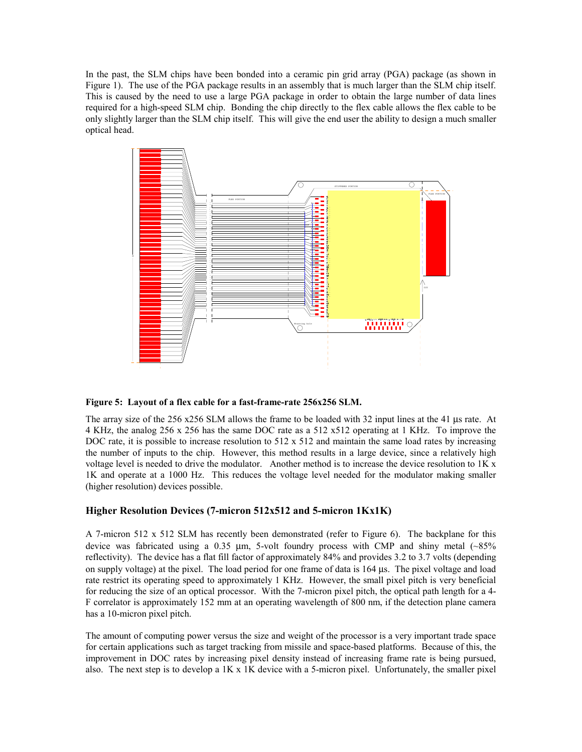In the past, the SLM chips have been bonded into a ceramic pin grid array (PGA) package (as shown in Figure 1). The use of the PGA package results in an assembly that is much larger than the SLM chip itself. This is caused by the need to use a large PGA package in order to obtain the large number of data lines required for a high-speed SLM chip. Bonding the chip directly to the flex cable allows the flex cable to be only slightly larger than the SLM chip itself. This will give the end user the ability to design a much smaller optical head.

**Figure 5: Layout of a flex cable for a fast-frame-rate 256x256 SLM.**

The array size of the 256 x256 SLM allows the frame to be loaded with 32 input lines at the 41 µs rate. At 4 KHz, the analog 256 x 256 has the same DOC rate as a 512 x512 operating at 1 KHz. To improve the DOC rate, it is possible to increase resolution to 512 x 512 and maintain the same load rates by increasing the number of inputs to the chip. However, this method results in a large device, since a relatively high voltage level is needed to drive the modulator. Another method is to increase the device resolution to 1K x 1K and operate at a 1000 Hz. This reduces the voltage level needed for the modulator making smaller (higher resolution) devices possible.

## Higher Resolution Devices (7-micron 512x512 and 5-micron 1Kx1K)

A 7-micron 512 x 512 SLM has recently been demonstrated (refer to Figure 6). The backplane for this device was fabricated using a 0.35 µm, 5-volt foundry process with CMP and shiny metal (~85% reflectivity). The device has a flat fill factor of approximately 84% and provides 3.2 to 3.7 volts (depending on supply voltage) at the pixel. The load period for one frame of data is 164 µs. The pixel voltage and load rate restrict its operating speed to approximately 1 KHz. However, the small pixel pitch is very beneficial for reducing the size of an optical processor. With the 7-micron pixel pitch, the optical path length for a 4-F correlator is approximately 152 mm at an operating wavelength of 800 nm, if the detection plane camera has a 10-micron pixel pitch.

The amount of computing power versus the size and weight of the processor is a very important trade space for certain applications such as target tracking from missile and space-based platforms. Because of this, the improvement in DOC rates by increasing pixel density instead of increasing frame rate is being pursued, also. The next step is to develop a 1K x 1K device with a 5-micron pixel. Unfortunately, the smaller pixel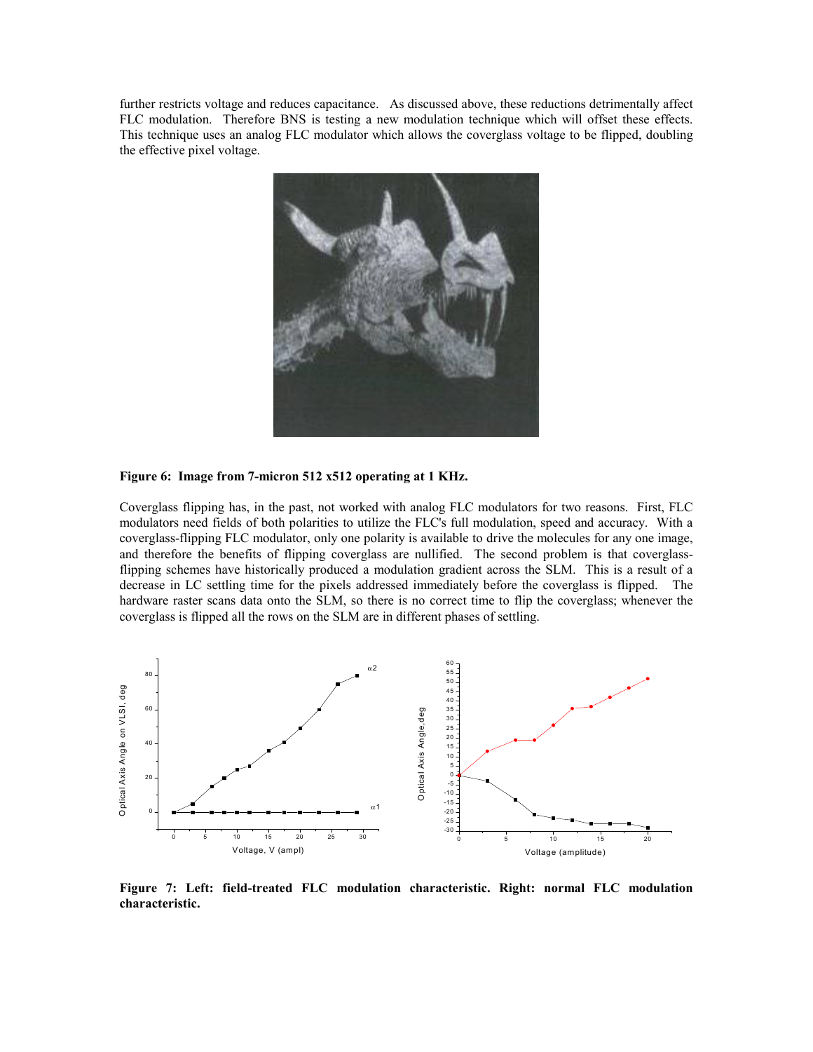further restricts voltage and reduces capacitance. As discussed above, these reductions detrimentally affect FLC modulation. Therefore BNS is testing a new modulation technique which will offset these effects. This technique uses an analog FLC modulator which allows the coverglass voltage to be flipped, doubling the effective pixel voltage.

**Figure 6: Image from 7-micron 512 x512 operating at 1 KHz.**

Coverglass flipping has, in the past, not worked with analog FLC modulators for two reasons. First, FLC modulators need fields of both polarities to utilize the FLC's full modulation, speed and accuracy. With a coverglass-flipping FLC modulator, only one polarity is available to drive the molecules for any one image, and therefore the benefits of flipping coverglass are nullified. The second problem is that coverglass-flipping schemes have historically produced a modulation gradient across the SLM. This is a result of a decrease in LC settling time for the pixels addressed immediately before the coverglass is flipped. The hardware raster scans data onto the SLM, so there is no correct time to flip the coverglass; whenever the coverglass is flipped all the rows on the SLM are in different phases of settling.

Optical Axis Angle on VLSI, deg
0
20
40
60
80
0 5 10 15 20 25 30
Voltage, V (ampl)
α2
α1

Optical Axis Angle,deg
60 55 50 45 40 35 30 25 20 15 10 5 0 -5 -10 -15 -20 -25 -30
0 5 10 15 20
Voltage (amplitude)

**Figure 7: Left: field-treated FLC modulation characteristic. Right: normal FLC modulation characteristic.**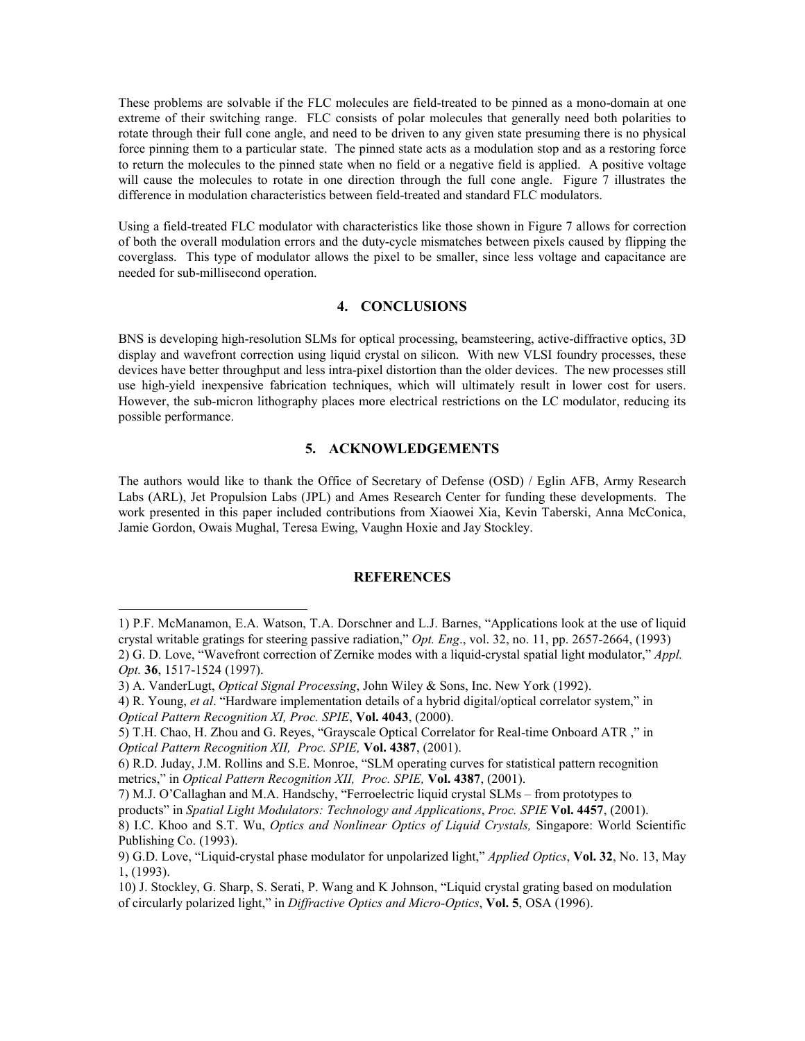These problems are solvable if the FLC molecules are field-treated to be pinned as a mono-domain at one extreme of their switching range. FLC consists of polar molecules that generally need both polarities to rotate through their full cone angle, and need to be driven to any given state presuming there is no physical force pinning them to a particular state. The pinned state acts as a modulation stop and as a restoring force to return the molecules to the pinned state when no field or a negative field is applied. A positive voltage will cause the molecules to rotate in one direction through the full cone angle. Figure 7 illustrates the difference in modulation characteristics between field-treated and standard FLC modulators.

Using a field-treated FLC modulator with characteristics like those shown in Figure 7 allows for correction of both the overall modulation errors and the duty-cycle mismatches between pixels caused by flipping the coverglass. This type of modulator allows the pixel to be smaller, since less voltage and capacitance are needed for sub-millisecond operation.

## 4. CONCLUSIONS

BNS is developing high-resolution SLMs for optical processing, beamsteering, active-diffractive optics, 3D display and wavefront correction using liquid crystal on silicon. With new VLSI foundry processes, these devices have better throughput and less intra-pixel distortion than the older devices. The new processes still use high-yield inexpensive fabrication techniques, which will ultimately result in lower cost for users. However, the sub-micron lithography places more electrical restrictions on the LC modulator, reducing its possible performance.

## 5. ACKNOWLEDGEMENTS

The authors would like to thank the Office of Secretary of Defense (OSD) / Eglin AFB, Army Research Labs (ARL), Jet Propulsion Labs (JPL) and Ames Research Center for funding these developments. The work presented in this paper included contributions from Xiaowei Xia, Kevin Taberski, Anna McConica, Jamie Gordon, Owais Mughal, Teresa Ewing, Vaughn Hoxie and Jay Stockley.

## REFERENCES

1) P.F. McManamon, E.A. Watson, T.A. Dorschner and L.J. Barnes, "Applications look at the use of liquid crystal writable gratings for steering passive radiation," *Opt. Eng*., vol. 32, no. 11, pp. 2657-2664, (1993)

2) G. D. Love, "Wavefront correction of Zernike modes with a liquid-crystal spatial light modulator," *Appl. Opt.* **36**, 1517-1524 (1997).

3) A. VanderLugt, *Optical Signal Processing*, John Wiley & Sons, Inc. New York (1992).

4) R. Young, *et al*. "Hardware implementation details of a hybrid digital/optical correlator system," in *Optical Pattern Recognition XI, Proc. SPIE*, **Vol. 4043**, (2000).

5) T.H. Chao, H. Zhou and G. Reyes, "Grayscale Optical Correlator for Real-time Onboard ATR ," in *Optical Pattern Recognition XII, Proc. SPIE,* **Vol. 4387**, (2001).

6) R.D. Juday, J.M. Rollins and S.E. Monroe, "SLM operating curves for statistical pattern recognition metrics," in *Optical Pattern Recognition XII, Proc. SPIE,* **Vol. 4387**, (2001).

7) M.J. O'Callaghan and M.A. Handschy, "Ferroelectric liquid crystal SLMs – from prototypes to products" in *Spatial Light Modulators: Technology and Applications*, *Proc. SPIE* **Vol. 4457**, (2001).

8) I.C. Khoo and S.T. Wu, *Optics and Nonlinear Optics of Liquid Crystals,* Singapore: World Scientific Publishing Co. (1993).

9) G.D. Love, "Liquid-crystal phase modulator for unpolarized light," *Applied Optics*, **Vol. 32**, No. 13, May 1, (1993).

10) J. Stockley, G. Sharp, S. Serati, P. Wang and K Johnson, "Liquid crystal grating based on modulation of circularly polarized light," in *Diffractive Optics and Micro-Optics*, **Vol. 5**, OSA (1996).